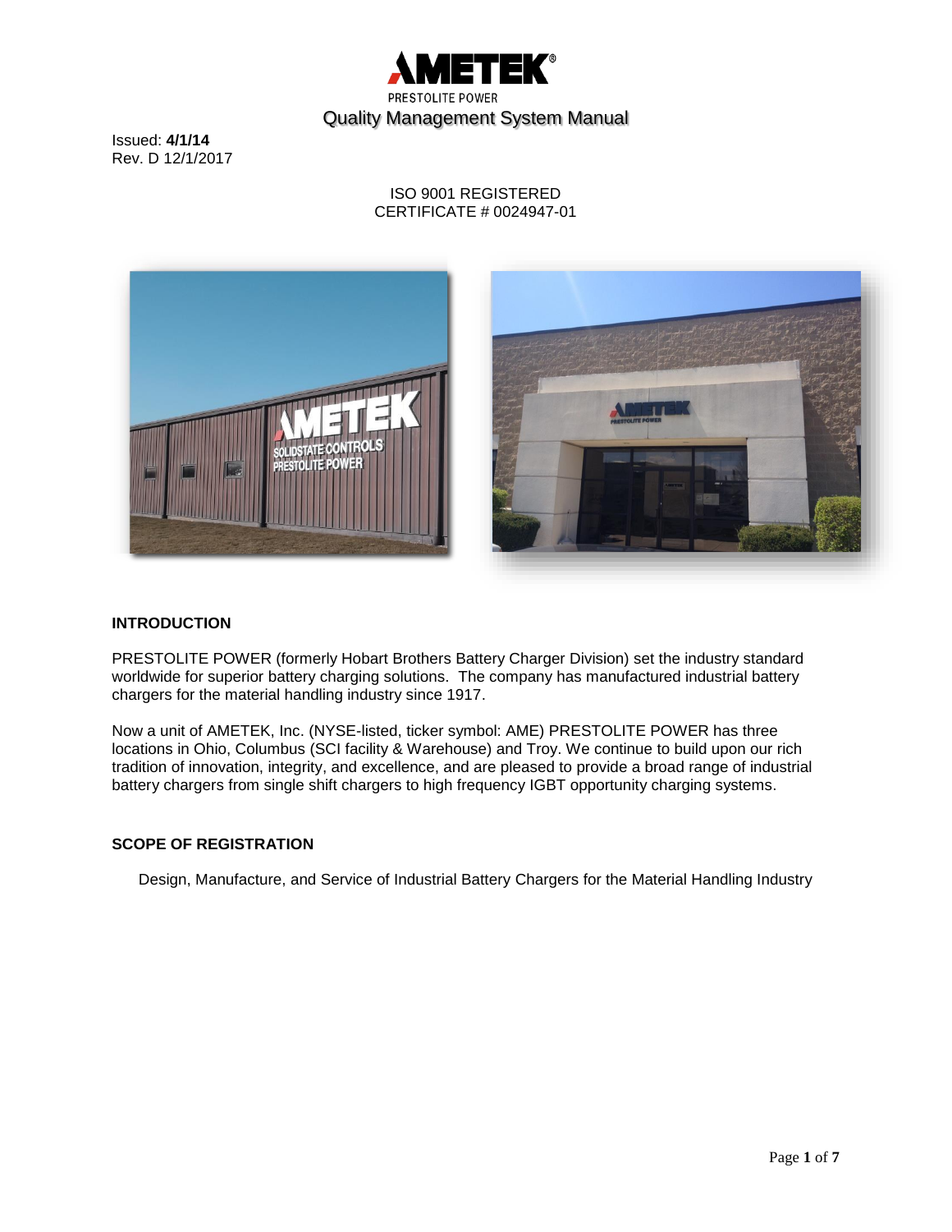AMETEK®

PRESTOLITE POWER

# Quality Management System Manual

Issued: **4/1/14**
Rev. D 12/1/2017

ISO 9001 REGISTERED
CERTIFICATE # 0024947-01

## INTRODUCTION

PRESTOLITE POWER (formerly Hobart Brothers Battery Charger Division) set the industry standard worldwide for superior battery charging solutions. The company has manufactured industrial battery chargers for the material handling industry since 1917.

Now a unit of AMETEK, Inc. (NYSE-listed, ticker symbol: AME) PRESTOLITE POWER has three locations in Ohio, Columbus (SCI facility & Warehouse) and Troy. We continue to build upon our rich tradition of innovation, integrity, and excellence, and are pleased to provide a broad range of industrial battery chargers from single shift chargers to high frequency IGBT opportunity charging systems.

## SCOPE OF REGISTRATION

Design, Manufacture, and Service of Industrial Battery Chargers for the Material Handling Industry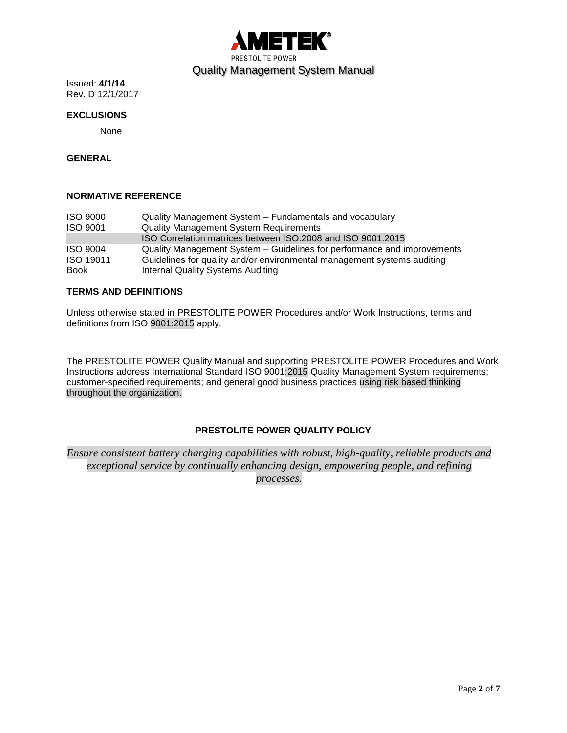Issued: **4/1/14**
Rev. D 12/1/2017

**EXCLUSIONS**

None

**GENERAL**

**NORMATIVE REFERENCE**

| | |
|---|---|
| ISO 9000 | Quality Management System – Fundamentals and vocabulary |
| ISO 9001 | Quality Management System Requirements |
| | ISO Correlation matrices between ISO:2008 and ISO 9001:2015 |
| ISO 9004 | Quality Management System – Guidelines for performance and improvements |
| ISO 19011 | Guidelines for quality and/or environmental management systems auditing |
| Book | Internal Quality Systems Auditing |

**TERMS AND DEFINITIONS**

Unless otherwise stated in PRESTOLITE POWER Procedures and/or Work Instructions, terms and definitions from ISO 9001:2015 apply.

The PRESTOLITE POWER Quality Manual and supporting PRESTOLITE POWER Procedures and Work Instructions address International Standard ISO 9001:2015 Quality Management System requirements; customer-specified requirements; and general good business practices using risk based thinking throughout the organization.

**PRESTOLITE POWER QUALITY POLICY**

*Ensure consistent battery charging capabilities with robust, high-quality, reliable products and exceptional service by continually enhancing design, empowering people, and refining processes.*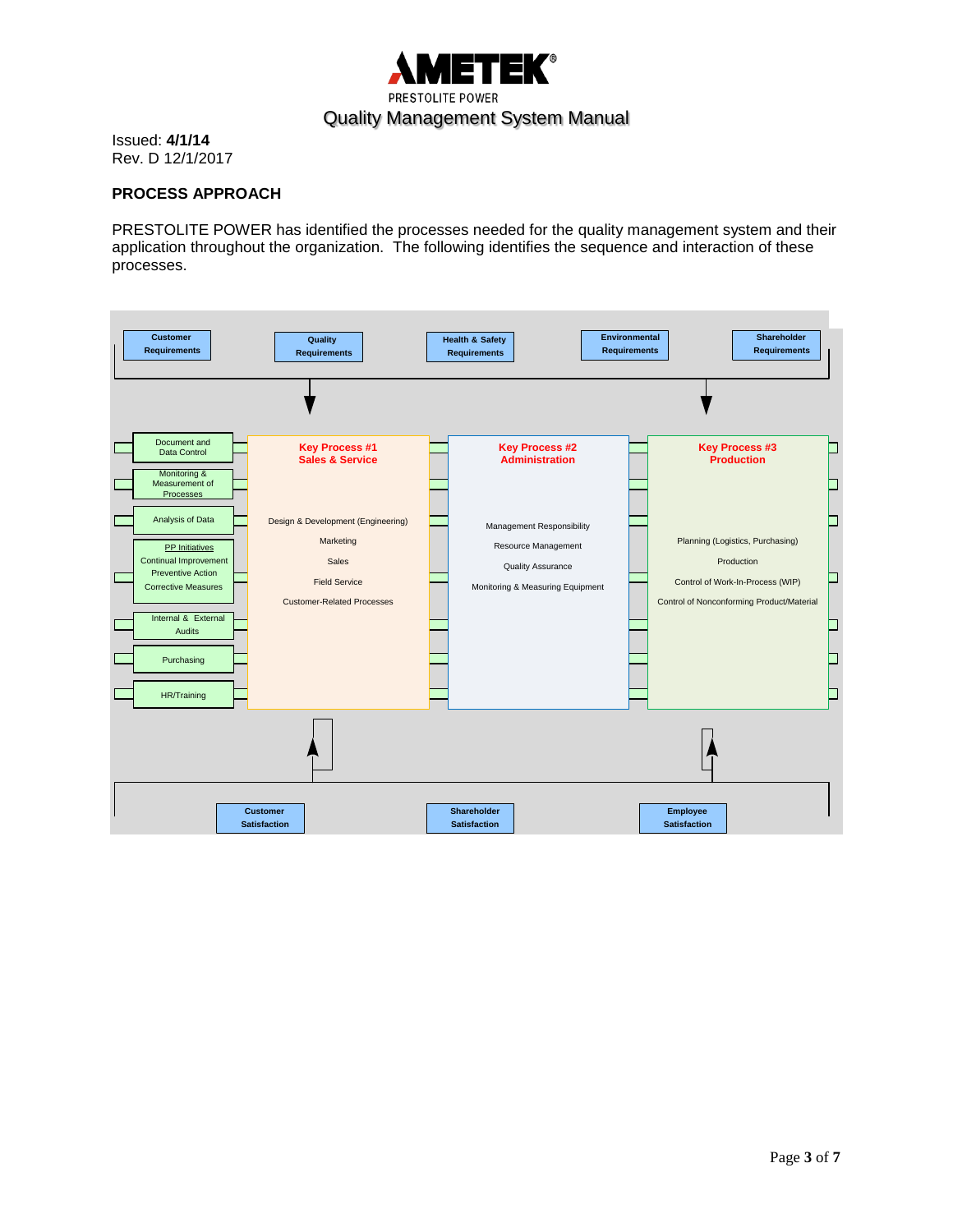Issued: **4/1/14**
Rev. D 12/1/2017

## PROCESS APPROACH

PRESTOLITE POWER has identified the processes needed for the quality management system and their application throughout the organization. The following identifies the sequence and interaction of these processes.

**Customer Requirements** | **Quality Requirements** | **Health & Safety Requirements** | **Environmental Requirements** | **Shareholder Requirements**

Support processes:

- Document and Data Control
- Monitoring & Measurement of Processes
- Analysis of Data
- PP Initiatives
  - Continual Improvement
  - Preventive Action
  - Corrective Measures
- Internal & External Audits
- Purchasing
- HR/Training

**Key Process #1 Sales & Service**

- Design & Development (Engineering)
- Marketing
- Sales
- Field Service
- Customer-Related Processes

**Key Process #2 Administration**

- Management Responsibility
- Resource Management
- Quality Assurance
- Monitoring & Measuring Equipment

**Key Process #3 Production**

- Planning (Logistics, Purchasing)
- Production
- Control of Work-In-Process (WIP)
- Control of Nonconforming Product/Material

**Customer Satisfaction** | **Shareholder Satisfaction** | **Employee Satisfaction**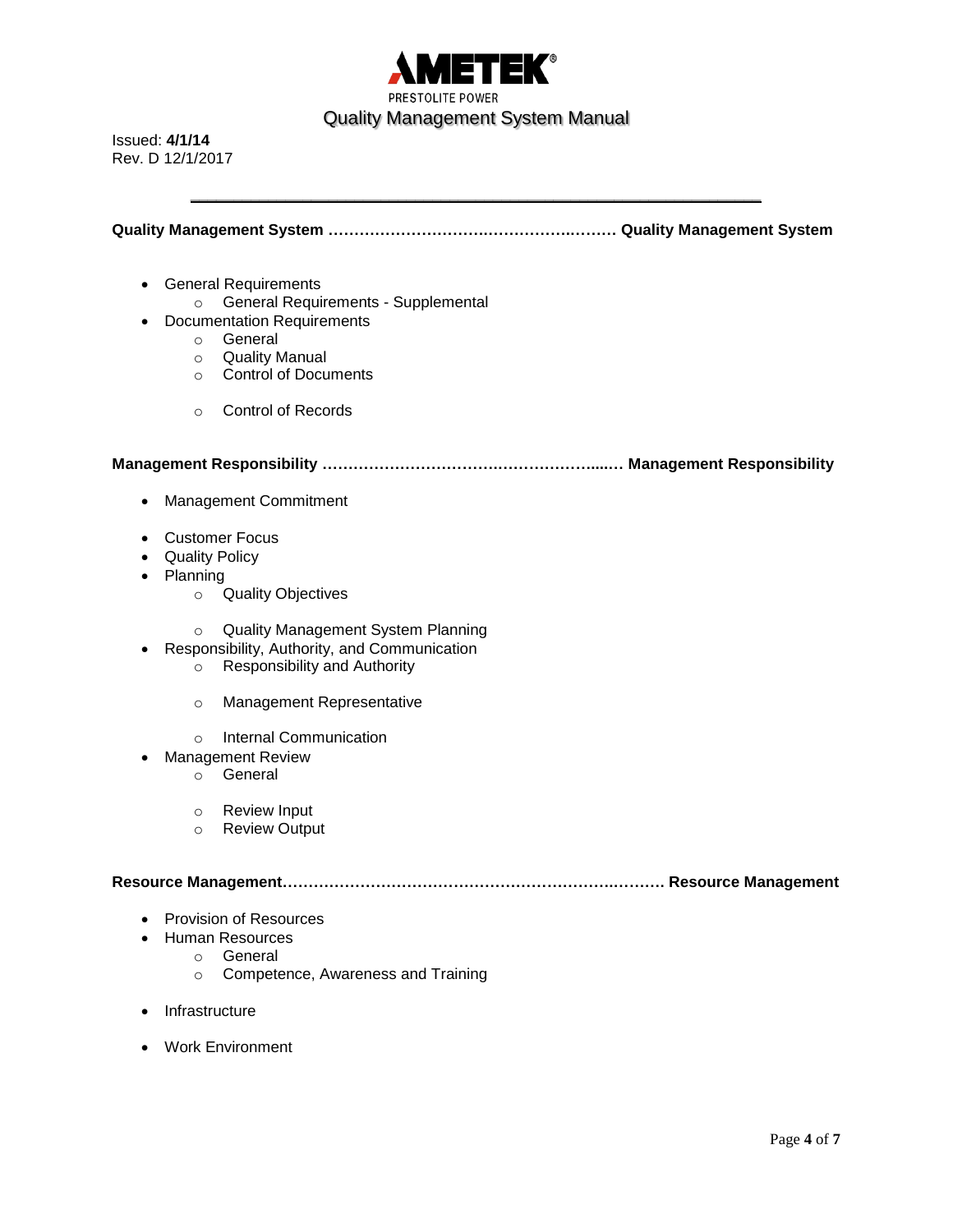**Quality Management System ………………………….………………….……… Quality Management System**

- General Requirements
  - General Requirements - Supplemental
- Documentation Requirements
  - General
  - Quality Manual
  - Control of Documents
  - Control of Records

**Management Responsibility ……………………………….……………….....… Management Responsibility**

- Management Commitment
- Customer Focus
- Quality Policy
- Planning
  - Quality Objectives
  - Quality Management System Planning
- Responsibility, Authority, and Communication
  - Responsibility and Authority
  - Management Representative
  - Internal Communication
- Management Review
  - General
  - Review Input
  - Review Output

**Resource Management………………………………………………………….………. Resource Management**

- Provision of Resources
- Human Resources
  - General
  - Competence, Awareness and Training
- Infrastructure
- Work Environment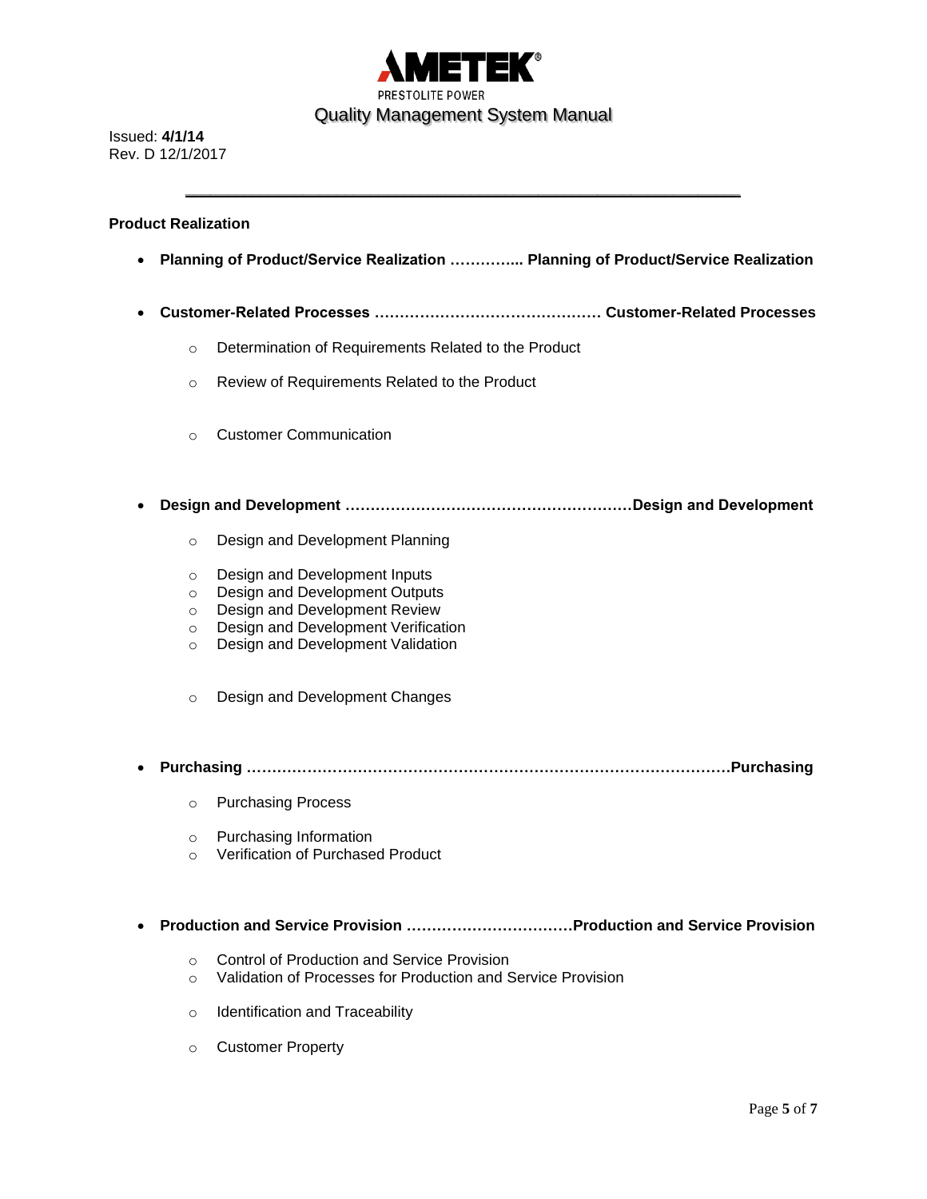**Product Realization**

- **Planning of Product/Service Realization ………….. Planning of Product/Service Realization**

- **Customer-Related Processes ……………………………………… Customer-Related Processes**
  - Determination of Requirements Related to the Product
  - Review of Requirements Related to the Product
  - Customer Communication

- **Design and Development …………………………………………………Design and Development**
  - Design and Development Planning
  - Design and Development Inputs
  - Design and Development Outputs
  - Design and Development Review
  - Design and Development Verification
  - Design and Development Validation
  - Design and Development Changes

- **Purchasing ……………………………………………………………………………………Purchasing**
  - Purchasing Process
  - Purchasing Information
  - Verification of Purchased Product

- **Production and Service Provision ……………………………Production and Service Provision**
  - Control of Production and Service Provision
  - Validation of Processes for Production and Service Provision
  - Identification and Traceability
  - Customer Property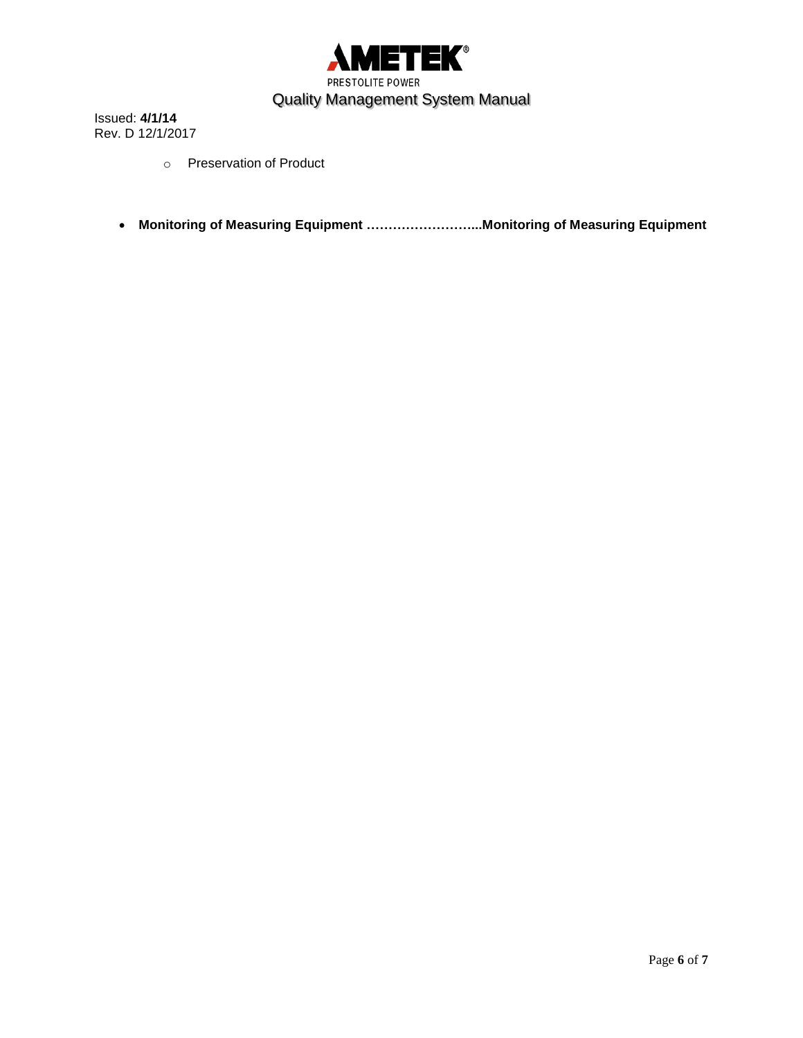- Preservation of Product

- **Monitoring of Measuring Equipment ……………………...Monitoring of Measuring Equipment**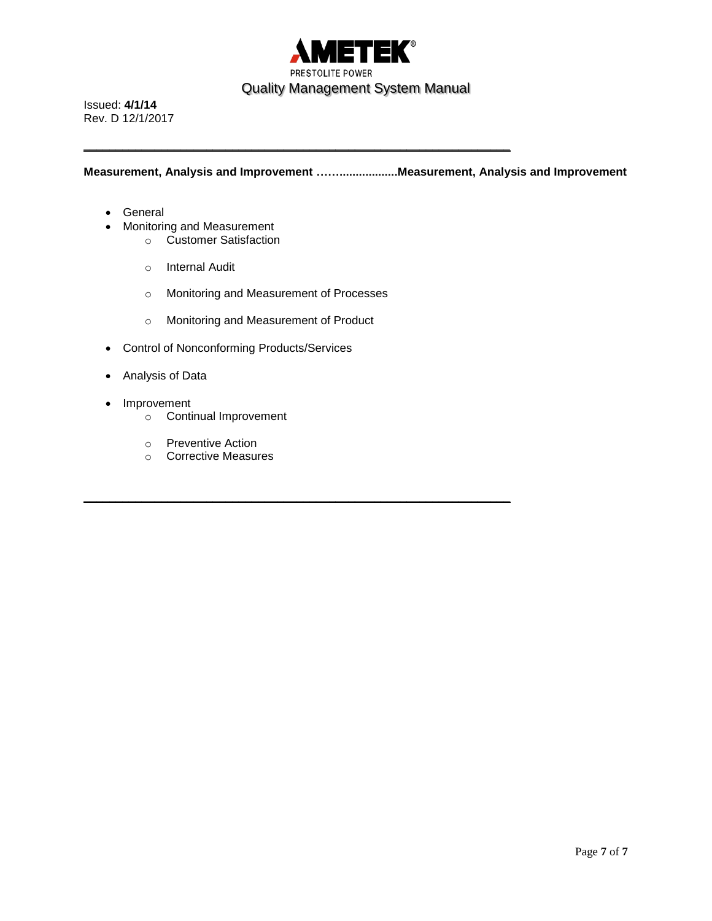**Measurement, Analysis and Improvement ……..................Measurement, Analysis and Improvement**

- General
- Monitoring and Measurement
  - Customer Satisfaction
  - Internal Audit
  - Monitoring and Measurement of Processes
  - Monitoring and Measurement of Product
- Control of Nonconforming Products/Services
- Analysis of Data
- Improvement
  - Continual Improvement
  - Preventive Action
  - Corrective Measures